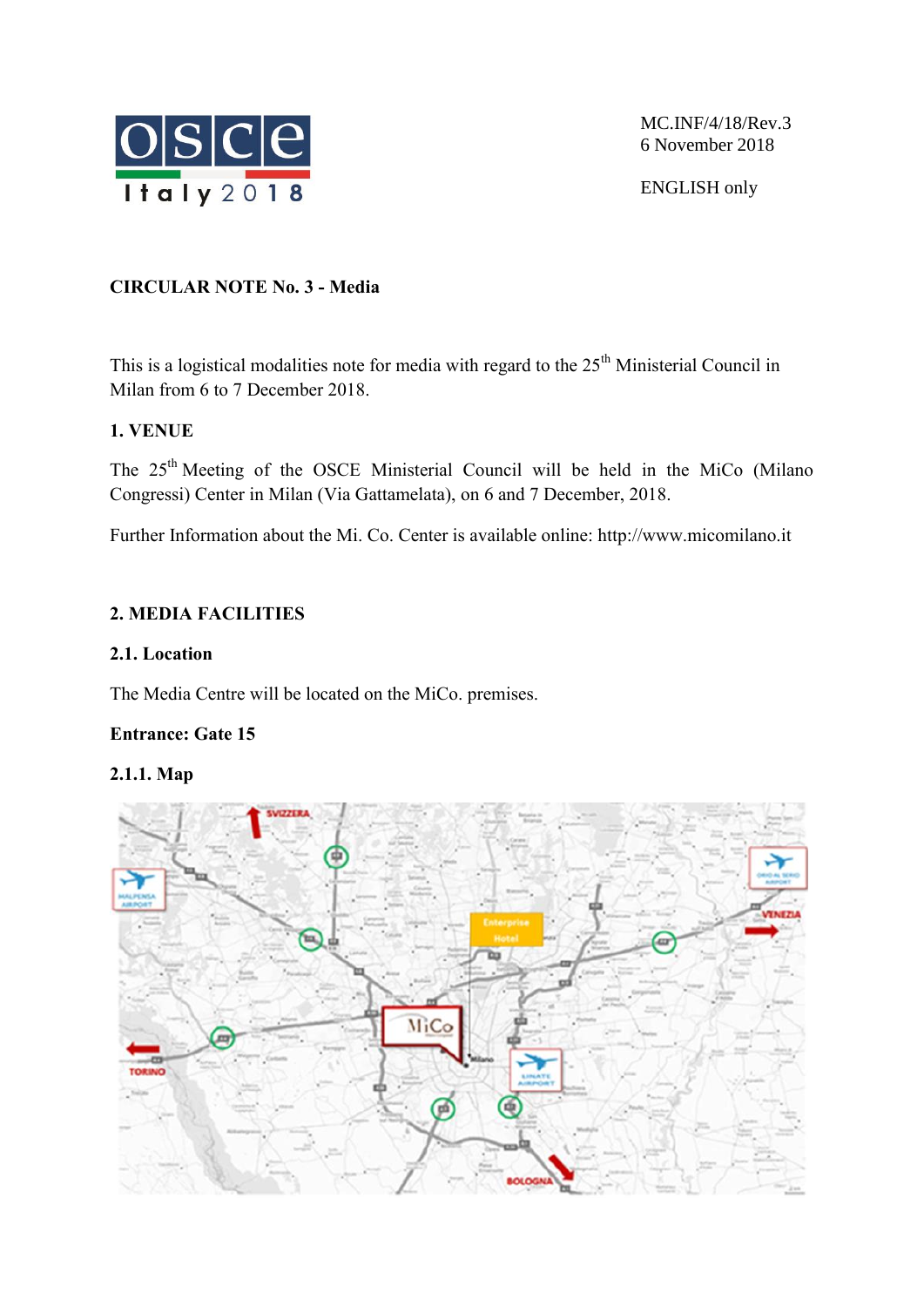MC.INF/4/18/Rev.3
6 November 2018

ENGLISH only

**CIRCULAR NOTE No. 3 - Media**

This is a logistical modalities note for media with regard to the 25th Ministerial Council in Milan from 6 to 7 December 2018.

## 1. VENUE

The 25th Meeting of the OSCE Ministerial Council will be held in the MiCo (Milano Congressi) Center in Milan (Via Gattamelata), on 6 and 7 December, 2018.

Further Information about the Mi. Co. Center is available online: http://www.micomilano.it

## 2. MEDIA FACILITIES

### 2.1. Location

The Media Centre will be located on the MiCo. premises.

**Entrance: Gate 15**

#### 2.1.1. Map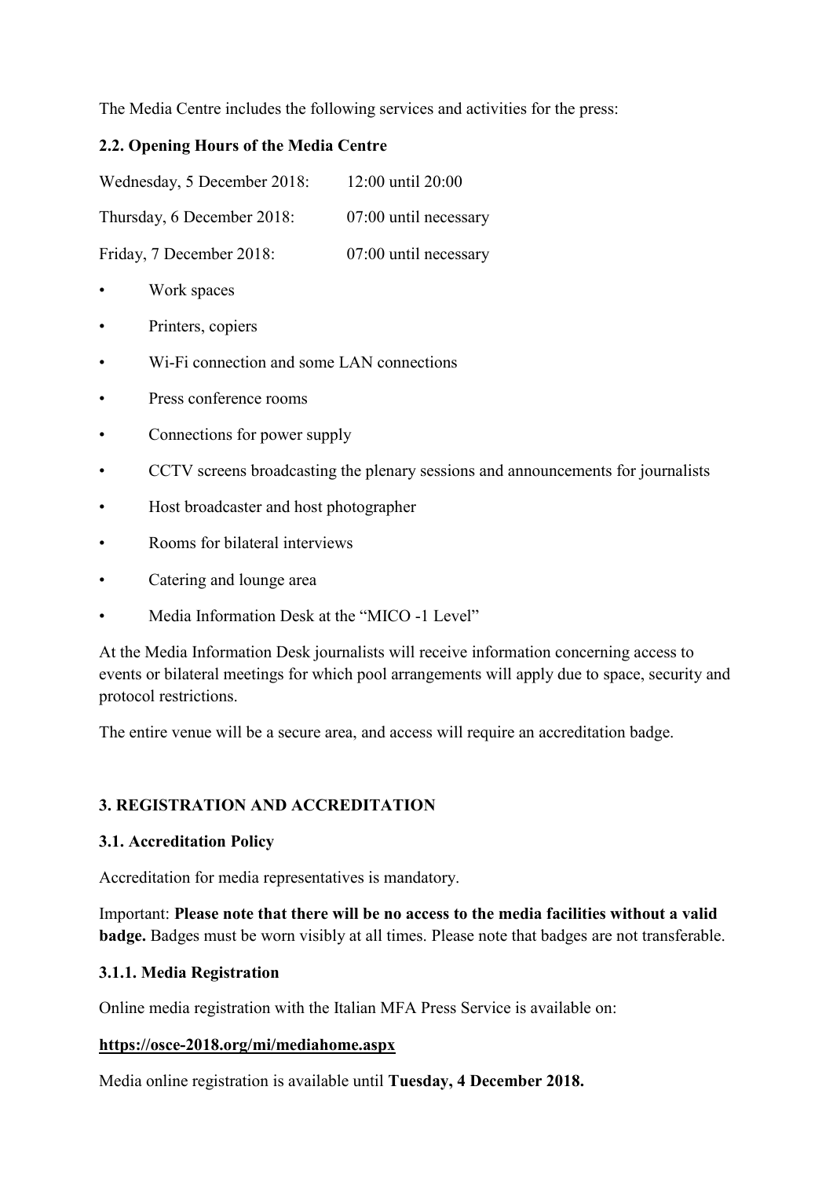The Media Centre includes the following services and activities for the press:

**2.2. Opening Hours of the Media Centre**

| | |
|---|---|
| Wednesday, 5 December 2018: | 12:00 until 20:00 |
| Thursday, 6 December 2018: | 07:00 until necessary |
| Friday, 7 December 2018: | 07:00 until necessary |

- Work spaces
- Printers, copiers
- Wi-Fi connection and some LAN connections
- Press conference rooms
- Connections for power supply
- CCTV screens broadcasting the plenary sessions and announcements for journalists
- Host broadcaster and host photographer
- Rooms for bilateral interviews
- Catering and lounge area
- Media Information Desk at the "MICO -1 Level"

At the Media Information Desk journalists will receive information concerning access to events or bilateral meetings for which pool arrangements will apply due to space, security and protocol restrictions.

The entire venue will be a secure area, and access will require an accreditation badge.

## 3. REGISTRATION AND ACCREDITATION

### 3.1. Accreditation Policy

Accreditation for media representatives is mandatory.

Important: **Please note that there will be no access to the media facilities without a valid badge.** Badges must be worn visibly at all times. Please note that badges are not transferable.

#### 3.1.1. Media Registration

Online media registration with the Italian MFA Press Service is available on:

**https://osce-2018.org/mi/mediahome.aspx**

Media online registration is available until **Tuesday, 4 December 2018.**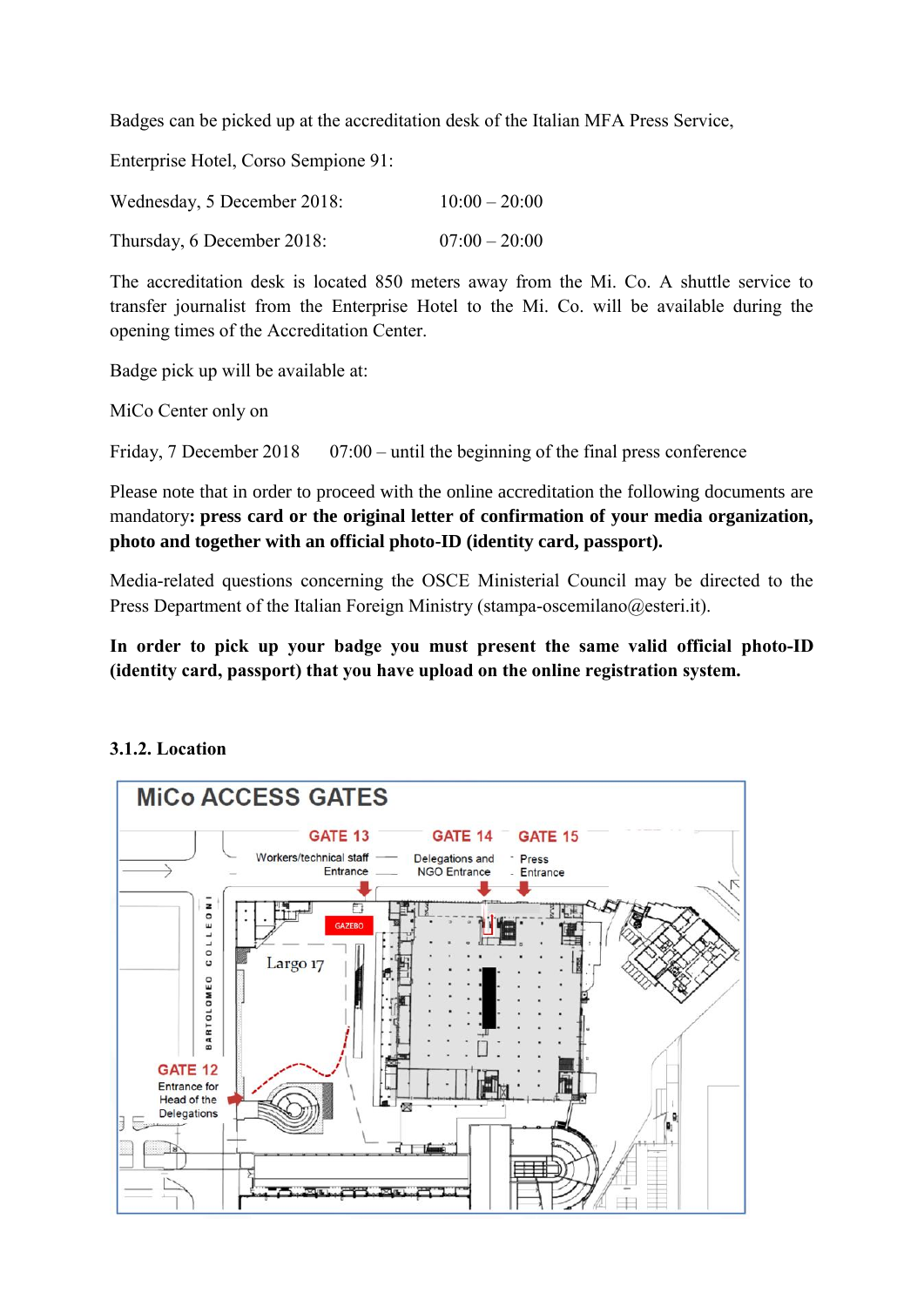Badges can be picked up at the accreditation desk of the Italian MFA Press Service,

Enterprise Hotel, Corso Sempione 91:

Wednesday, 5 December 2018: 10:00 – 20:00

Thursday, 6 December 2018: 07:00 – 20:00

The accreditation desk is located 850 meters away from the Mi. Co. A shuttle service to transfer journalist from the Enterprise Hotel to the Mi. Co. will be available during the opening times of the Accreditation Center.

Badge pick up will be available at:

MiCo Center only on

Friday, 7 December 2018 07:00 – until the beginning of the final press conference

Please note that in order to proceed with the online accreditation the following documents are mandatory**: press card or the original letter of confirmation of your media organization, photo and together with an official photo-ID (identity card, passport).**

Media-related questions concerning the OSCE Ministerial Council may be directed to the Press Department of the Italian Foreign Ministry (stampa-oscemilano@esteri.it).

**In order to pick up your badge you must present the same valid official photo-ID (identity card, passport) that you have upload on the online registration system.**

### 3.1.2. Location

MiCo ACCESS GATES

GATE 13 Workers/technical staff Entrance

GATE 14 Delegations and NGO Entrance

GATE 15 Press Entrance

GATE 12 Entrance for Head of the Delegations

GAZEBO

Largo 17

BARTOLOMEO COLLEONI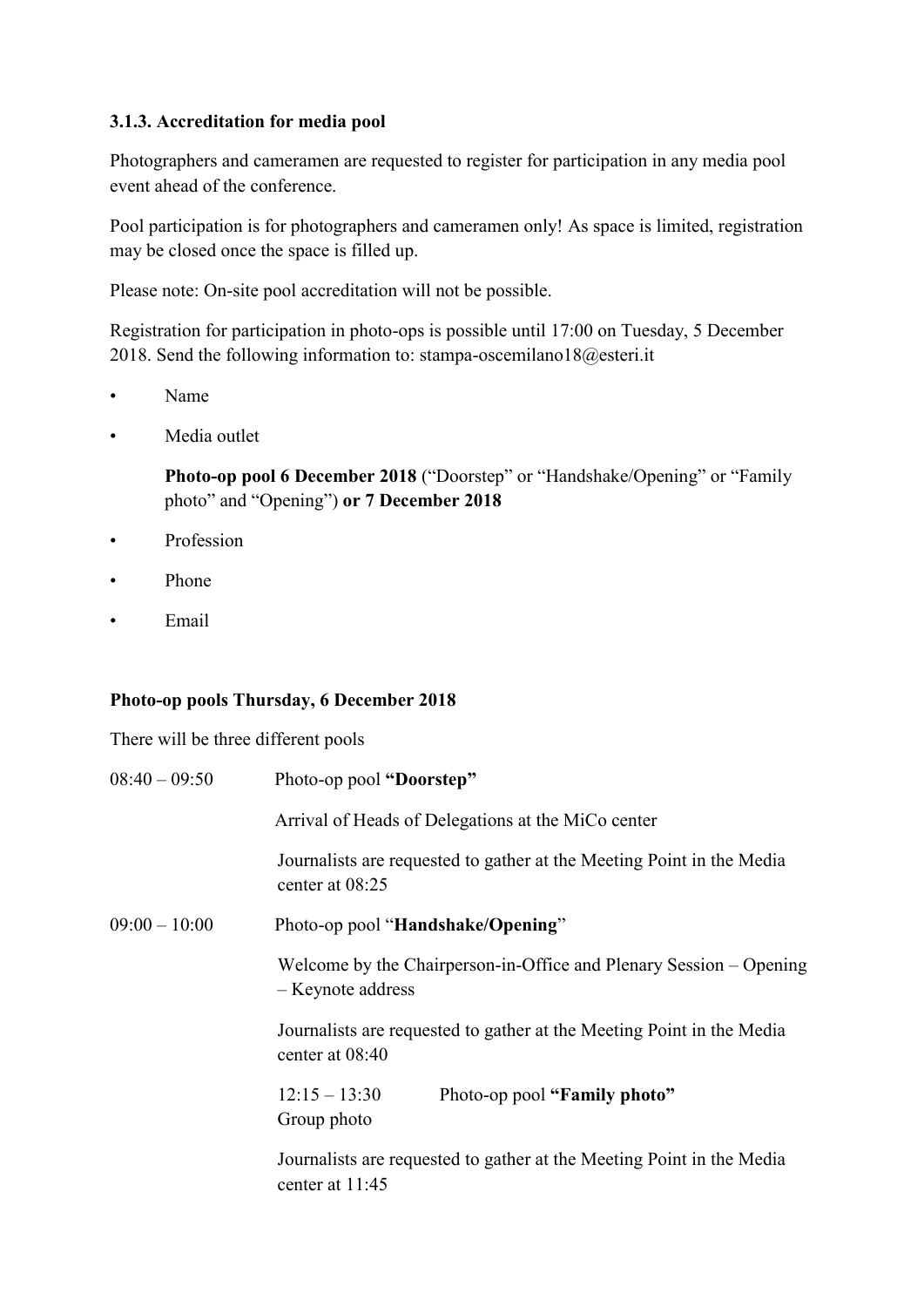### 3.1.3. Accreditation for media pool

Photographers and cameramen are requested to register for participation in any media pool event ahead of the conference.

Pool participation is for photographers and cameramen only! As space is limited, registration may be closed once the space is filled up.

Please note: On-site pool accreditation will not be possible.

Registration for participation in photo-ops is possible until 17:00 on Tuesday, 5 December 2018. Send the following information to: stampa-oscemilano18@esteri.it

- Name
- Media outlet

  **Photo-op pool 6 December 2018** ("Doorstep" or "Handshake/Opening" or "Family photo" and "Opening") **or 7 December 2018**

- Profession
- Phone
- Email

**Photo-op pools Thursday, 6 December 2018**

There will be three different pools

08:40 – 09:50 Photo-op pool **"Doorstep"**

Arrival of Heads of Delegations at the MiCo center

Journalists are requested to gather at the Meeting Point in the Media center at 08:25

09:00 – 10:00 Photo-op pool "**Handshake/Opening**"

Welcome by the Chairperson-in-Office and Plenary Session – Opening – Keynote address

Journalists are requested to gather at the Meeting Point in the Media center at 08:40

12:15 – 13:30 Photo-op pool **"Family photo"**

Group photo

Journalists are requested to gather at the Meeting Point in the Media center at 11:45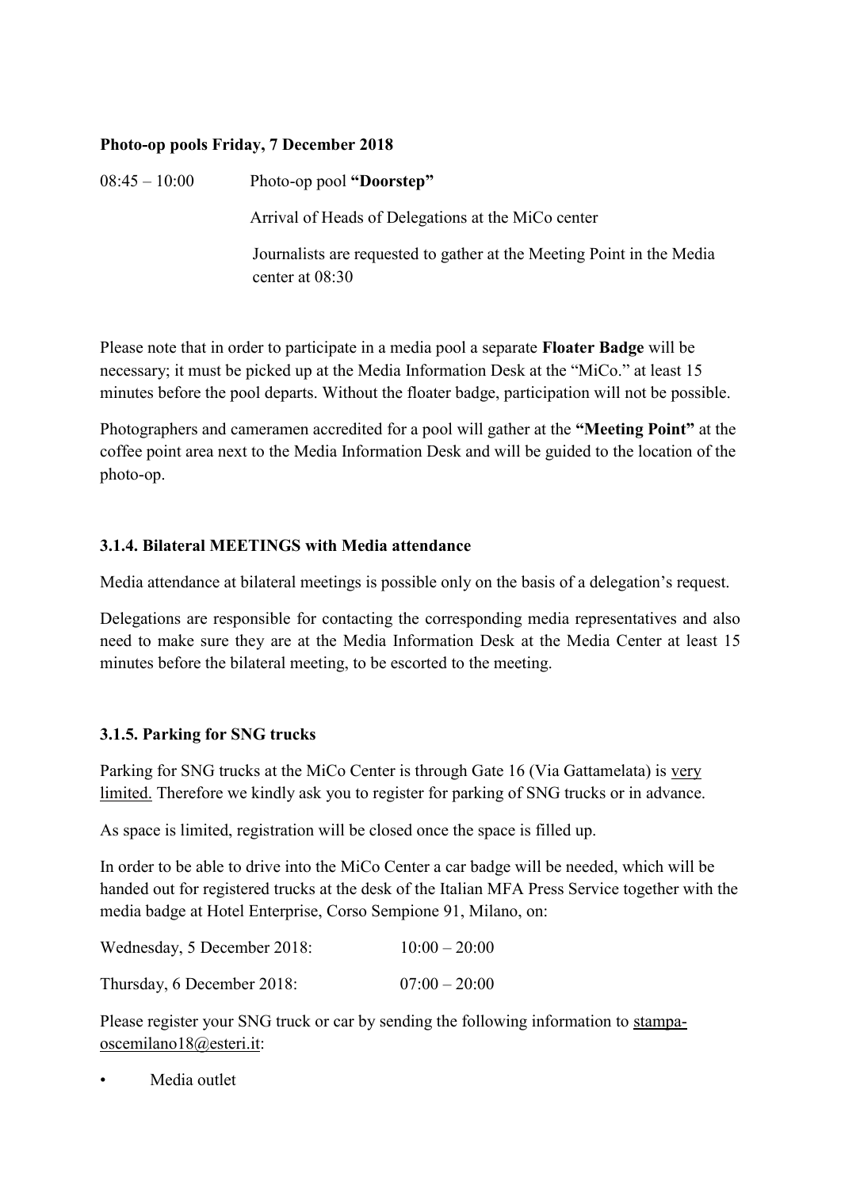**Photo-op pools Friday, 7 December 2018**

08:45 – 10:00 Photo-op pool **"Doorstep"**

Arrival of Heads of Delegations at the MiCo center

Journalists are requested to gather at the Meeting Point in the Media center at 08:30

Please note that in order to participate in a media pool a separate **Floater Badge** will be necessary; it must be picked up at the Media Information Desk at the "MiCo." at least 15 minutes before the pool departs. Without the floater badge, participation will not be possible.

Photographers and cameramen accredited for a pool will gather at the **"Meeting Point"** at the coffee point area next to the Media Information Desk and will be guided to the location of the photo-op.

### 3.1.4. Bilateral MEETINGS with Media attendance

Media attendance at bilateral meetings is possible only on the basis of a delegation's request.

Delegations are responsible for contacting the corresponding media representatives and also need to make sure they are at the Media Information Desk at the Media Center at least 15 minutes before the bilateral meeting, to be escorted to the meeting.

### 3.1.5. Parking for SNG trucks

Parking for SNG trucks at the MiCo Center is through Gate 16 (Via Gattamelata) is very limited. Therefore we kindly ask you to register for parking of SNG trucks or in advance.

As space is limited, registration will be closed once the space is filled up.

In order to be able to drive into the MiCo Center a car badge will be needed, which will be handed out for registered trucks at the desk of the Italian MFA Press Service together with the media badge at Hotel Enterprise, Corso Sempione 91, Milano, on:

Wednesday, 5 December 2018: 10:00 – 20:00

Thursday, 6 December 2018: 07:00 – 20:00

Please register your SNG truck or car by sending the following information to stampa-oscemilano18@esteri.it:

- Media outlet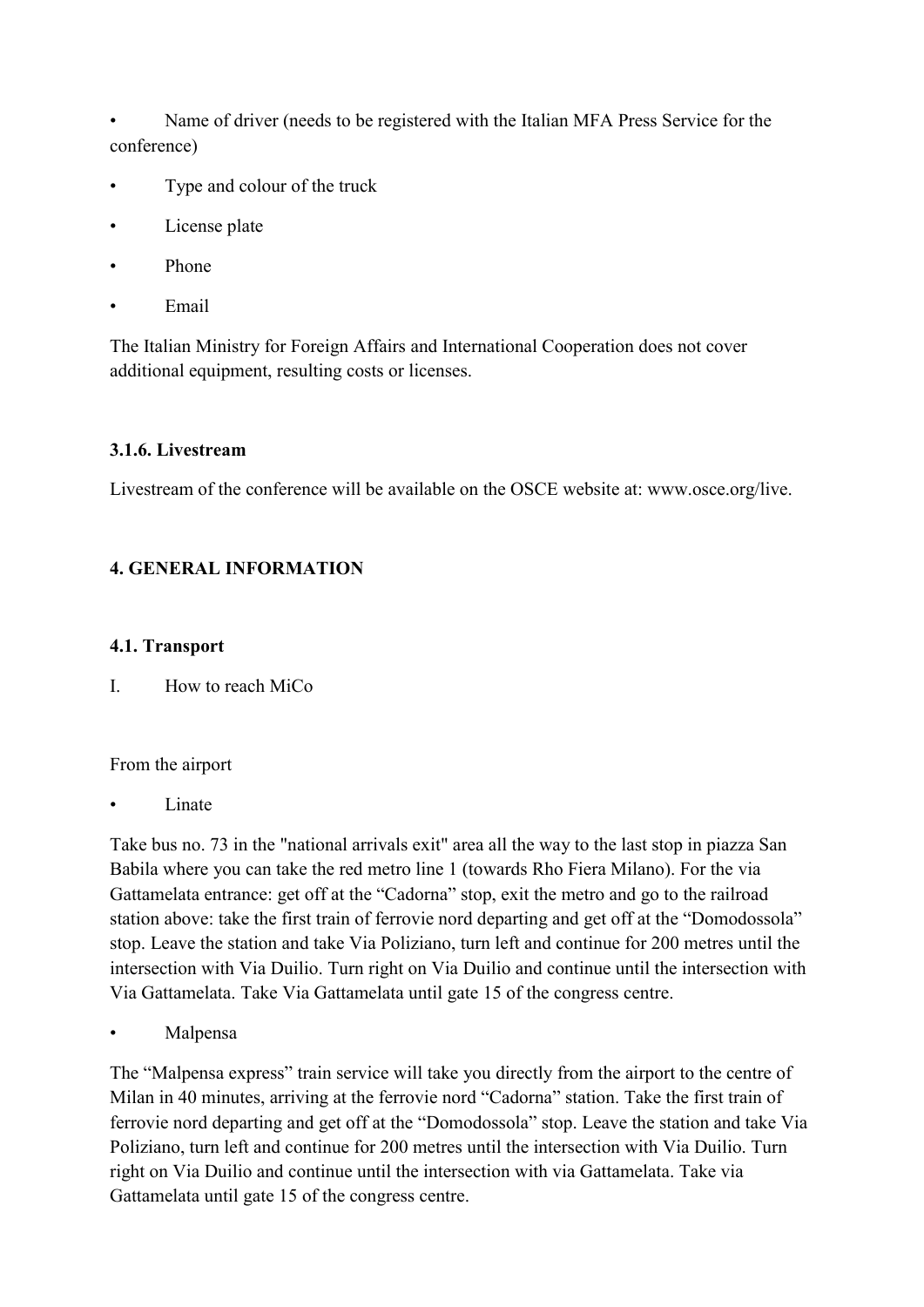- Name of driver (needs to be registered with the Italian MFA Press Service for the conference)
- Type and colour of the truck
- License plate
- Phone
- Email

The Italian Ministry for Foreign Affairs and International Cooperation does not cover additional equipment, resulting costs or licenses.

#### 3.1.6. Livestream

Livestream of the conference will be available on the OSCE website at: www.osce.org/live.

## 4. GENERAL INFORMATION

### 4.1. Transport

I. How to reach MiCo

From the airport

- Linate

Take bus no. 73 in the "national arrivals exit" area all the way to the last stop in piazza San Babila where you can take the red metro line 1 (towards Rho Fiera Milano). For the via Gattamelata entrance: get off at the "Cadorna" stop, exit the metro and go to the railroad station above: take the first train of ferrovie nord departing and get off at the "Domodossola" stop. Leave the station and take Via Poliziano, turn left and continue for 200 metres until the intersection with Via Duilio. Turn right on Via Duilio and continue until the intersection with Via Gattamelata. Take Via Gattamelata until gate 15 of the congress centre.

- Malpensa

The "Malpensa express" train service will take you directly from the airport to the centre of Milan in 40 minutes, arriving at the ferrovie nord "Cadorna" station. Take the first train of ferrovie nord departing and get off at the "Domodossola" stop. Leave the station and take Via Poliziano, turn left and continue for 200 metres until the intersection with Via Duilio. Turn right on Via Duilio and continue until the intersection with via Gattamelata. Take via Gattamelata until gate 15 of the congress centre.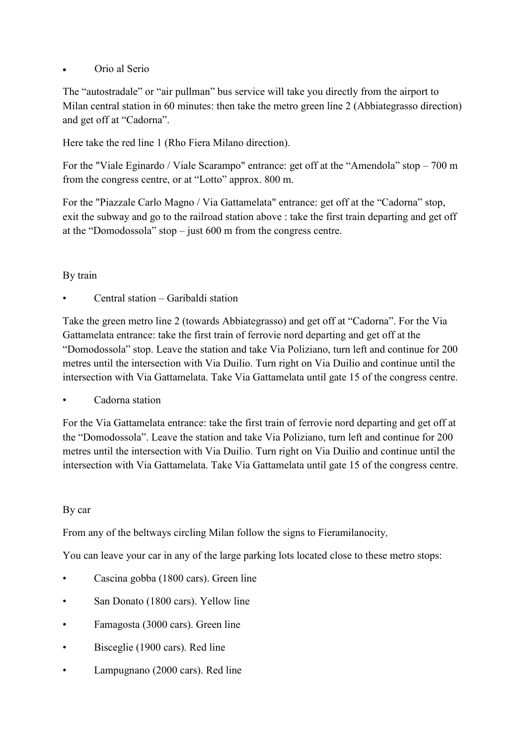- Orio al Serio

The “autostradale” or “air pullman” bus service will take you directly from the airport to Milan central station in 60 minutes: then take the metro green line 2 (Abbiategrasso direction) and get off at “Cadorna”.

Here take the red line 1 (Rho Fiera Milano direction).

For the "Viale Eginardo / Viale Scarampo" entrance: get off at the “Amendola” stop – 700 m from the congress centre, or at “Lotto” approx. 800 m.

For the "Piazzale Carlo Magno / Via Gattamelata" entrance: get off at the “Cadorna” stop, exit the subway and go to the railroad station above : take the first train departing and get off at the “Domodossola” stop – just 600 m from the congress centre.

By train

- Central station – Garibaldi station

Take the green metro line 2 (towards Abbiategrasso) and get off at “Cadorna”. For the Via Gattamelata entrance: take the first train of ferrovie nord departing and get off at the “Domodossola” stop. Leave the station and take Via Poliziano, turn left and continue for 200 metres until the intersection with Via Duilio. Turn right on Via Duilio and continue until the intersection with Via Gattamelata. Take Via Gattamelata until gate 15 of the congress centre.

- Cadorna station

For the Via Gattamelata entrance: take the first train of ferrovie nord departing and get off at the “Domodossola”. Leave the station and take Via Poliziano, turn left and continue for 200 metres until the intersection with Via Duilio. Turn right on Via Duilio and continue until the intersection with Via Gattamelata. Take Via Gattamelata until gate 15 of the congress centre.

By car

From any of the beltways circling Milan follow the signs to Fieramilanocity,

You can leave your car in any of the large parking lots located close to these metro stops:

- Cascina gobba (1800 cars). Green line
- San Donato (1800 cars). Yellow line
- Famagosta (3000 cars). Green line
- Bisceglie (1900 cars). Red line
- Lampugnano (2000 cars). Red line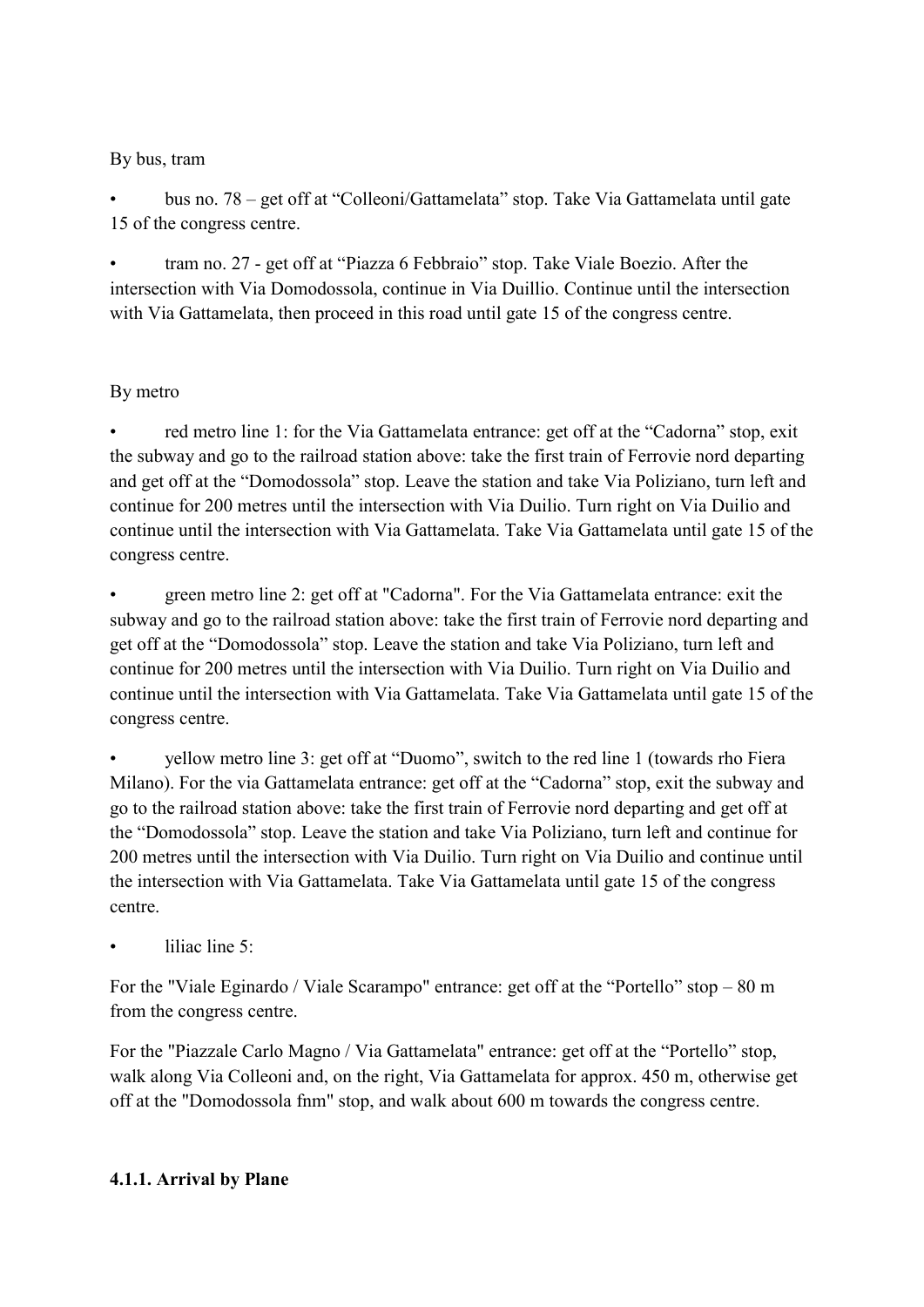By bus, tram

- bus no. 78 – get off at "Colleoni/Gattamelata" stop. Take Via Gattamelata until gate 15 of the congress centre.
- tram no. 27 - get off at "Piazza 6 Febbraio" stop. Take Viale Boezio. After the intersection with Via Domodossola, continue in Via Duillio. Continue until the intersection with Via Gattamelata, then proceed in this road until gate 15 of the congress centre.

By metro

- red metro line 1: for the Via Gattamelata entrance: get off at the "Cadorna" stop, exit the subway and go to the railroad station above: take the first train of Ferrovie nord departing and get off at the "Domodossola" stop. Leave the station and take Via Poliziano, turn left and continue for 200 metres until the intersection with Via Duilio. Turn right on Via Duilio and continue until the intersection with Via Gattamelata. Take Via Gattamelata until gate 15 of the congress centre.
- green metro line 2: get off at "Cadorna". For the Via Gattamelata entrance: exit the subway and go to the railroad station above: take the first train of Ferrovie nord departing and get off at the "Domodossola" stop. Leave the station and take Via Poliziano, turn left and continue for 200 metres until the intersection with Via Duilio. Turn right on Via Duilio and continue until the intersection with Via Gattamelata. Take Via Gattamelata until gate 15 of the congress centre.
- yellow metro line 3: get off at "Duomo", switch to the red line 1 (towards rho Fiera Milano). For the via Gattamelata entrance: get off at the "Cadorna" stop, exit the subway and go to the railroad station above: take the first train of Ferrovie nord departing and get off at the "Domodossola" stop. Leave the station and take Via Poliziano, turn left and continue for 200 metres until the intersection with Via Duilio. Turn right on Via Duilio and continue until the intersection with Via Gattamelata. Take Via Gattamelata until gate 15 of the congress centre.
- liliac line 5:

For the "Viale Eginardo / Viale Scarampo" entrance: get off at the "Portello" stop – 80 m from the congress centre.

For the "Piazzale Carlo Magno / Via Gattamelata" entrance: get off at the "Portello" stop, walk along Via Colleoni and, on the right, Via Gattamelata for approx. 450 m, otherwise get off at the "Domodossola fnm" stop, and walk about 600 m towards the congress centre.

#### 4.1.1. Arrival by Plane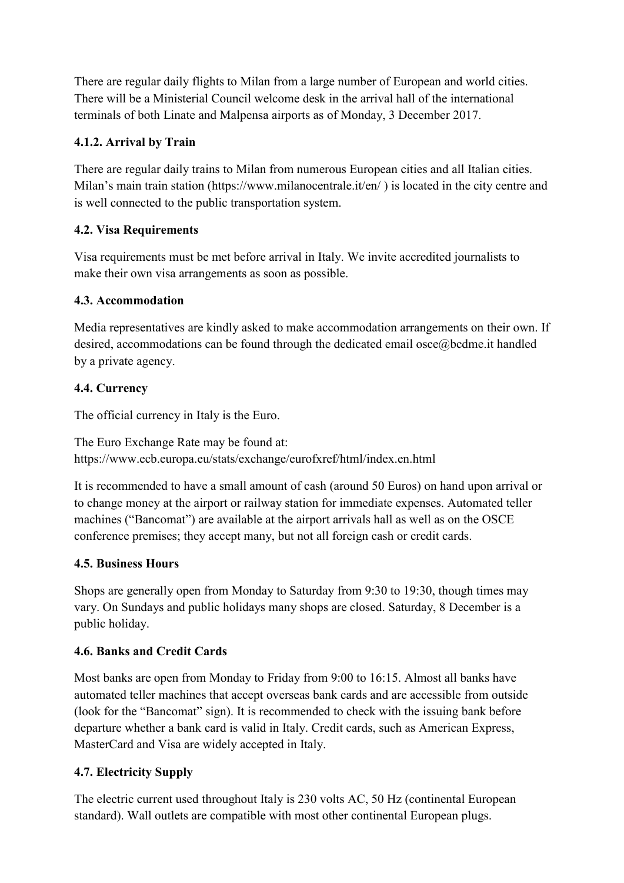There are regular daily flights to Milan from a large number of European and world cities. There will be a Ministerial Council welcome desk in the arrival hall of the international terminals of both Linate and Malpensa airports as of Monday, 3 December 2017.

### 4.1.2. Arrival by Train

There are regular daily trains to Milan from numerous European cities and all Italian cities. Milan's main train station (https://www.milanocentrale.it/en/ ) is located in the city centre and is well connected to the public transportation system.

### 4.2. Visa Requirements

Visa requirements must be met before arrival in Italy. We invite accredited journalists to make their own visa arrangements as soon as possible.

### 4.3. Accommodation

Media representatives are kindly asked to make accommodation arrangements on their own. If desired, accommodations can be found through the dedicated email osce@bcdme.it handled by a private agency.

### 4.4. Currency

The official currency in Italy is the Euro.

The Euro Exchange Rate may be found at:
https://www.ecb.europa.eu/stats/exchange/eurofxref/html/index.en.html

It is recommended to have a small amount of cash (around 50 Euros) on hand upon arrival or to change money at the airport or railway station for immediate expenses. Automated teller machines ("Bancomat") are available at the airport arrivals hall as well as on the OSCE conference premises; they accept many, but not all foreign cash or credit cards.

### 4.5. Business Hours

Shops are generally open from Monday to Saturday from 9:30 to 19:30, though times may vary. On Sundays and public holidays many shops are closed. Saturday, 8 December is a public holiday.

### 4.6. Banks and Credit Cards

Most banks are open from Monday to Friday from 9:00 to 16:15. Almost all banks have automated teller machines that accept overseas bank cards and are accessible from outside (look for the "Bancomat" sign). It is recommended to check with the issuing bank before departure whether a bank card is valid in Italy. Credit cards, such as American Express, MasterCard and Visa are widely accepted in Italy.

### 4.7. Electricity Supply

The electric current used throughout Italy is 230 volts AC, 50 Hz (continental European standard). Wall outlets are compatible with most other continental European plugs.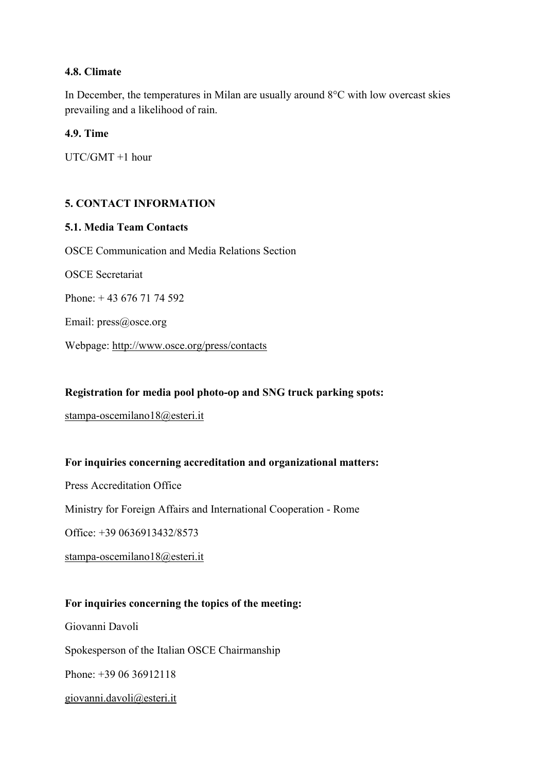### 4.8. Climate

In December, the temperatures in Milan are usually around 8°C with low overcast skies prevailing and a likelihood of rain.

### 4.9. Time

UTC/GMT +1 hour

## 5. CONTACT INFORMATION

### 5.1. Media Team Contacts

OSCE Communication and Media Relations Section

OSCE Secretariat

Phone: + 43 676 71 74 592

Email: press@osce.org

Webpage: http://www.osce.org/press/contacts

**Registration for media pool photo-op and SNG truck parking spots:**

stampa-oscemilano18@esteri.it

**For inquiries concerning accreditation and organizational matters:**

Press Accreditation Office

Ministry for Foreign Affairs and International Cooperation - Rome

Office: +39 0636913432/8573

stampa-oscemilano18@esteri.it

**For inquiries concerning the topics of the meeting:**

Giovanni Davoli

Spokesperson of the Italian OSCE Chairmanship

Phone: +39 06 36912118

giovanni.davoli@esteri.it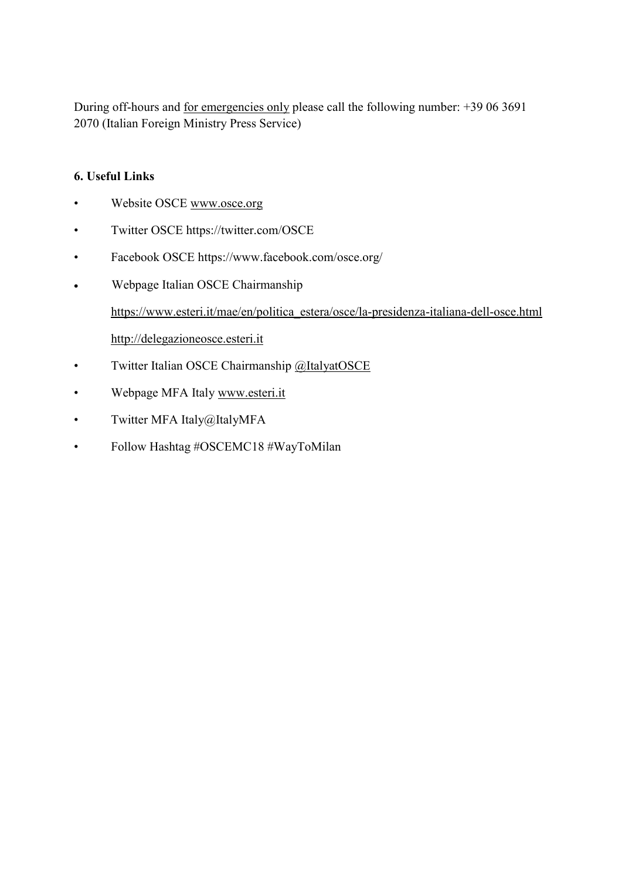During off-hours and <u>for emergencies only</u> please call the following number: +39 06 3691 2070 (Italian Foreign Ministry Press Service)

**6. Useful Links**

- Website OSCE www.osce.org
- Twitter OSCE https://twitter.com/OSCE
- Facebook OSCE https://www.facebook.com/osce.org/
- Webpage Italian OSCE Chairmanship

  https://www.esteri.it/mae/en/politica_estera/osce/la-presidenza-italiana-dell-osce.html

  http://delegazioneosce.esteri.it
- Twitter Italian OSCE Chairmanship @ItalyatOSCE
- Webpage MFA Italy www.esteri.it
- Twitter MFA Italy@ItalyMFA
- Follow Hashtag #OSCEMC18 #WayToMilan